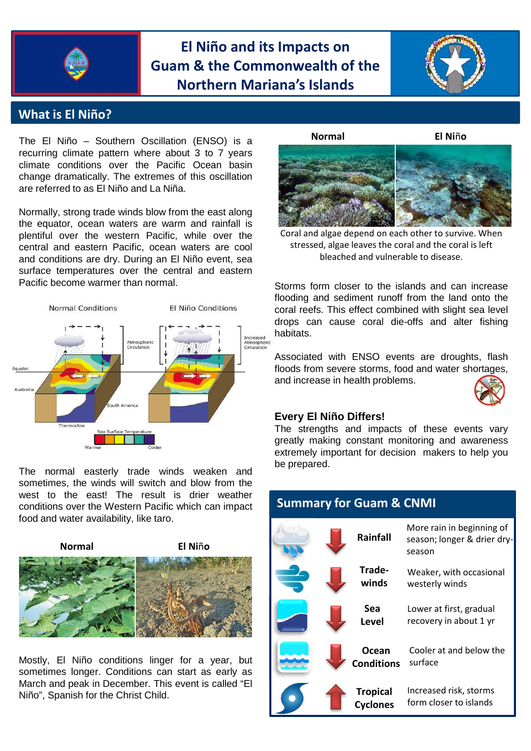# El Niño and its Impacts on Guam & the Commonwealth of the Northern Mariana's Islands

## What is El Niño?

The El Niño – Southern Oscillation (ENSO) is a recurring climate pattern where about 3 to 7 years climate conditions over the Pacific Ocean basin change dramatically. The extremes of this oscillation are referred to as El Niño and La Niña.

Normally, strong trade winds blow from the east along the equator, ocean waters are warm and rainfall is plentiful over the western Pacific, while over the central and eastern Pacific, ocean waters are cool and conditions are dry. During an El Niño event, sea surface temperatures over the central and eastern Pacific become warmer than normal.

The normal easterly trade winds weaken and sometimes, the winds will switch and blow from the west to the east! The result is drier weather conditions over the Western Pacific which can impact food and water availability, like taro.

**Normal** | **El Niño**

Mostly, El Niño conditions linger for a year, but sometimes longer. Conditions can start as early as March and peak in December. This event is called "El Niño", Spanish for the Christ Child.

**Normal** | **El Niño**

Coral and algae depend on each other to survive. When stressed, algae leaves the coral and the coral is left bleached and vulnerable to disease.

Storms form closer to the islands and can increase flooding and sediment runoff from the land onto the coral reefs. This effect combined with slight sea level drops can cause coral die-offs and alter fishing habitats.

Associated with ENSO events are droughts, flash floods from severe storms, food and water shortages, and increase in health problems.

### Every El Niño Differs!

The strengths and impacts of these events vary greatly making constant monitoring and awareness extremely important for decision makers to help you be prepared.

## Summary for Guam & CNMI

| Indicator | Change | Description |
|---|---|---|
| Rainfall | ↓ | More rain in beginning of season; longer & drier dry-season |
| Trade-winds | ↓ | Weaker, with occasional westerly winds |
| Sea Level | ↓ | Lower at first, gradual recovery in about 1 yr |
| Ocean Conditions | ↓ | Cooler at and below the surface |
| Tropical Cyclones | ↑ | Increased risk, storms form closer to islands |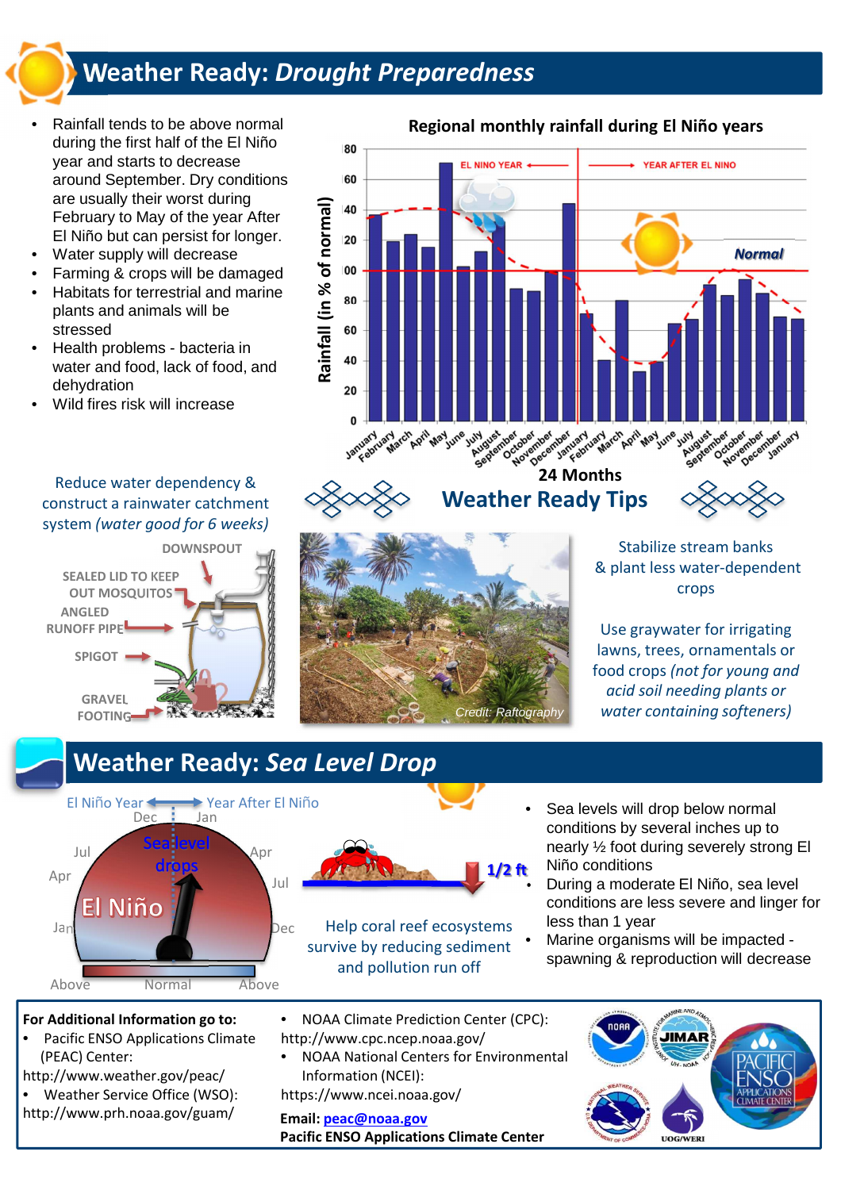# Weather Ready: *Drought Preparedness*

- Rainfall tends to be above normal during the first half of the El Niño year and starts to decrease around September. Dry conditions are usually their worst during February to May of the year After El Niño but can persist for longer.
- Water supply will decrease
- Farming & crops will be damaged
- Habitats for terrestrial and marine plants and animals will be stressed
- Health problems - bacteria in water and food, lack of food, and dehydration
- Wild fires risk will increase

**Regional monthly rainfall during El Niño years**

Rainfall (in % of normal)

180, 160, 140, 120, 100, 80, 60, 40, 20, 0

EL NINO YEAR

YEAR AFTER EL NINO

Normal

January, February, March, April, May, June, July, August, September, October, November, December, January, February, March, April, May, June, July, August, September, October, November, December, January

24 Months

## Weather Ready Tips

Reduce water dependency & construct a rainwater catchment system *(water good for 6 weeks)*

DOWNSPOUT

SEALED LID TO KEEP OUT MOSQUITOS

ANGLED RUNOFF PIPE

SPIGOT

GRAVEL FOOTING

Credit: Raftography

Stabilize stream banks & plant less water-dependent crops

Use graywater for irrigating lawns, trees, ornamentals or food crops *(not for young and acid soil needing plants or water containing softeners)*

# Weather Ready: *Sea Level Drop*

El Niño Year ← → Year After El Niño

Dec Jan

Jul Apr

Apr Jul

Jan Dec

Sea level drops

El Niño

Above Normal Above

1/2 ft

Help coral reef ecosystems survive by reducing sediment and pollution run off

- Sea levels will drop below normal conditions by several inches up to nearly ½ foot during severely strong El Niño conditions
- During a moderate El Niño, sea level conditions are less severe and linger for less than 1 year
- Marine organisms will be impacted - spawning & reproduction will decrease

**For Additional Information go to:**

- Pacific ENSO Applications Climate (PEAC) Center: http://www.weather.gov/peac/
- Weather Service Office (WSO): http://www.prh.noaa.gov/guam/
- NOAA Climate Prediction Center (CPC): http://www.cpc.ncep.noaa.gov/
- NOAA National Centers for Environmental Information (NCEI): https://www.ncei.noaa.gov/

**Email: peac@noaa.gov**

**Pacific ENSO Applications Climate Center**